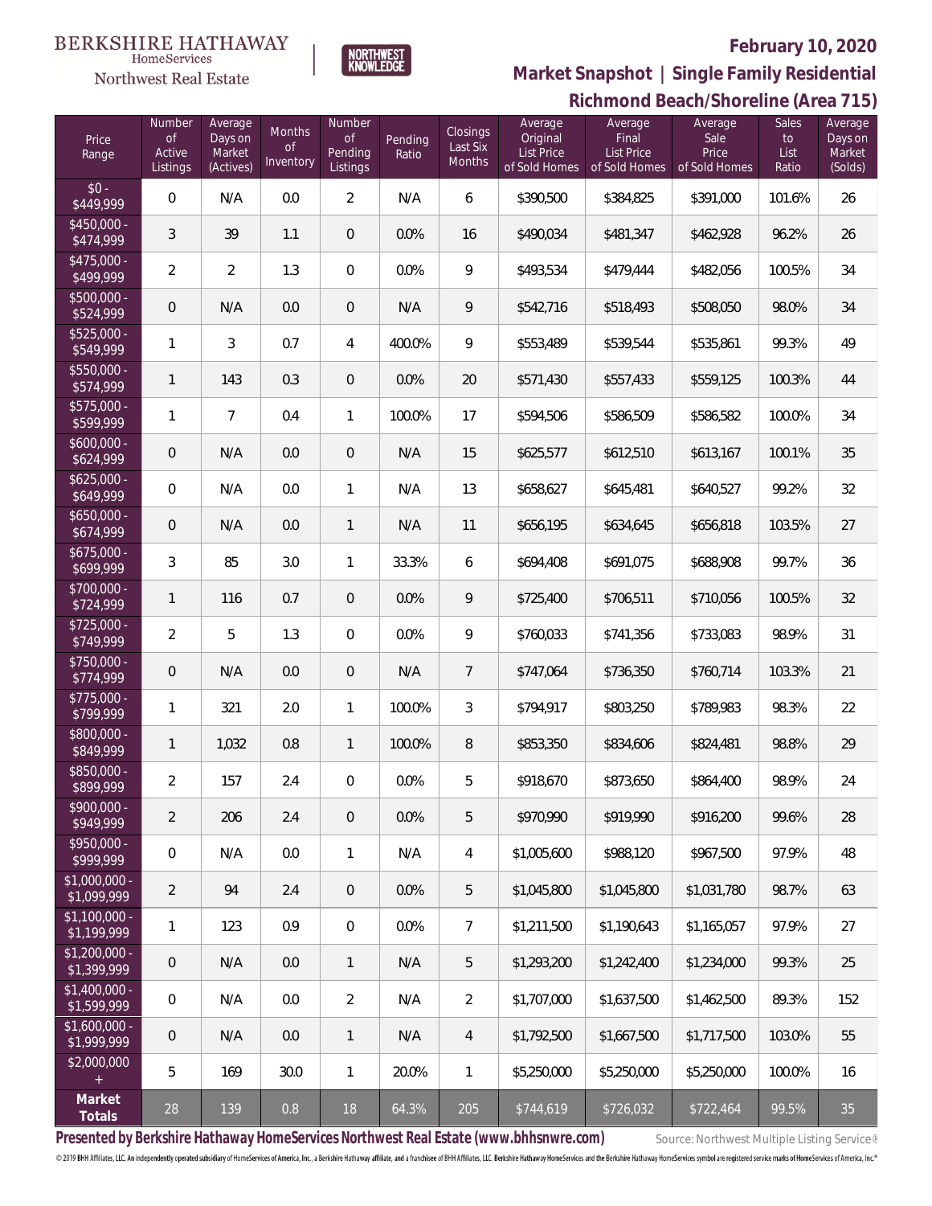BERKSHIRE HATHAWAY
HomeServices
Northwest Real Estate

NORTHWEST KNOWLEDGE

**February 10, 2020**

## Market Snapshot | Single Family Residential

### Richmond Beach/Shoreline (Area 715)

| Price Range | Number of Active Listings | Average Days on Market (Actives) | Months of Inventory | Number of Pending Listings | Pending Ratio | Closings Last Six Months | Average Original List Price of Sold Homes | Average Final List Price of Sold Homes | Average Sale Price of Sold Homes | Sales to List Ratio | Average Days on Market (Solds) |
|---|---|---|---|---|---|---|---|---|---|---|---|
| $0 - $449,999 | 0 | N/A | 0.0 | 2 | N/A | 6 | $390,500 | $384,825 | $391,000 | 101.6% | 26 |
| $450,000 - $474,999 | 3 | 39 | 1.1 | 0 | 0.0% | 16 | $490,034 | $481,347 | $462,928 | 96.2% | 26 |
| $475,000 - $499,999 | 2 | 2 | 1.3 | 0 | 0.0% | 9 | $493,534 | $479,444 | $482,056 | 100.5% | 34 |
| $500,000 - $524,999 | 0 | N/A | 0.0 | 0 | N/A | 9 | $542,716 | $518,493 | $508,050 | 98.0% | 34 |
| $525,000 - $549,999 | 1 | 3 | 0.7 | 4 | 400.0% | 9 | $553,489 | $539,544 | $535,861 | 99.3% | 49 |
| $550,000 - $574,999 | 1 | 143 | 0.3 | 0 | 0.0% | 20 | $571,430 | $557,433 | $559,125 | 100.3% | 44 |
| $575,000 - $599,999 | 1 | 7 | 0.4 | 1 | 100.0% | 17 | $594,506 | $586,509 | $586,582 | 100.0% | 34 |
| $600,000 - $624,999 | 0 | N/A | 0.0 | 0 | N/A | 15 | $625,577 | $612,510 | $613,167 | 100.1% | 35 |
| $625,000 - $649,999 | 0 | N/A | 0.0 | 1 | N/A | 13 | $658,627 | $645,481 | $640,527 | 99.2% | 32 |
| $650,000 - $674,999 | 0 | N/A | 0.0 | 1 | N/A | 11 | $656,195 | $634,645 | $656,818 | 103.5% | 27 |
| $675,000 - $699,999 | 3 | 85 | 3.0 | 1 | 33.3% | 6 | $694,408 | $691,075 | $688,908 | 99.7% | 36 |
| $700,000 - $724,999 | 1 | 116 | 0.7 | 0 | 0.0% | 9 | $725,400 | $706,511 | $710,056 | 100.5% | 32 |
| $725,000 - $749,999 | 2 | 5 | 1.3 | 0 | 0.0% | 9 | $760,033 | $741,356 | $733,083 | 98.9% | 31 |
| $750,000 - $774,999 | 0 | N/A | 0.0 | 0 | N/A | 7 | $747,064 | $736,350 | $760,714 | 103.3% | 21 |
| $775,000 - $799,999 | 1 | 321 | 2.0 | 1 | 100.0% | 3 | $794,917 | $803,250 | $789,983 | 98.3% | 22 |
| $800,000 - $849,999 | 1 | 1,032 | 0.8 | 1 | 100.0% | 8 | $853,350 | $834,606 | $824,481 | 98.8% | 29 |
| $850,000 - $899,999 | 2 | 157 | 2.4 | 0 | 0.0% | 5 | $918,670 | $873,650 | $864,400 | 98.9% | 24 |
| $900,000 - $949,999 | 2 | 206 | 2.4 | 0 | 0.0% | 5 | $970,990 | $919,990 | $916,200 | 99.6% | 28 |
| $950,000 - $999,999 | 0 | N/A | 0.0 | 1 | N/A | 4 | $1,005,600 | $988,120 | $967,500 | 97.9% | 48 |
| $1,000,000 - $1,099,999 | 2 | 94 | 2.4 | 0 | 0.0% | 5 | $1,045,800 | $1,045,800 | $1,031,780 | 98.7% | 63 |
| $1,100,000 - $1,199,999 | 1 | 123 | 0.9 | 0 | 0.0% | 7 | $1,211,500 | $1,190,643 | $1,165,057 | 97.9% | 27 |
| $1,200,000 - $1,399,999 | 0 | N/A | 0.0 | 1 | N/A | 5 | $1,293,200 | $1,242,400 | $1,234,000 | 99.3% | 25 |
| $1,400,000 - $1,599,999 | 0 | N/A | 0.0 | 2 | N/A | 2 | $1,707,000 | $1,637,500 | $1,462,500 | 89.3% | 152 |
| $1,600,000 - $1,999,999 | 0 | N/A | 0.0 | 1 | N/A | 4 | $1,792,500 | $1,667,500 | $1,717,500 | 103.0% | 55 |
| $2,000,000 + | 5 | 169 | 30.0 | 1 | 20.0% | 1 | $5,250,000 | $5,250,000 | $5,250,000 | 100.0% | 16 |
| **Market Totals** | 28 | 139 | 0.8 | 18 | 64.3% | 205 | $744,619 | $726,032 | $722,464 | 99.5% | 35 |

**Presented by Berkshire Hathaway HomeServices Northwest Real Estate (www.bhhsnwre.com)**

Source: Northwest Multiple Listing Service®

© 2019 BHH Affiliates, LLC. An independently operated subsidiary of HomeServices of America, Inc., a Berkshire Hathaway affiliate, and a franchisee of BHH Affiliates, LLC. Berkshire Hathaway HomeServices and the Berkshire Hathaway HomeServices symbol are registered service marks of HomeServices of America, Inc.®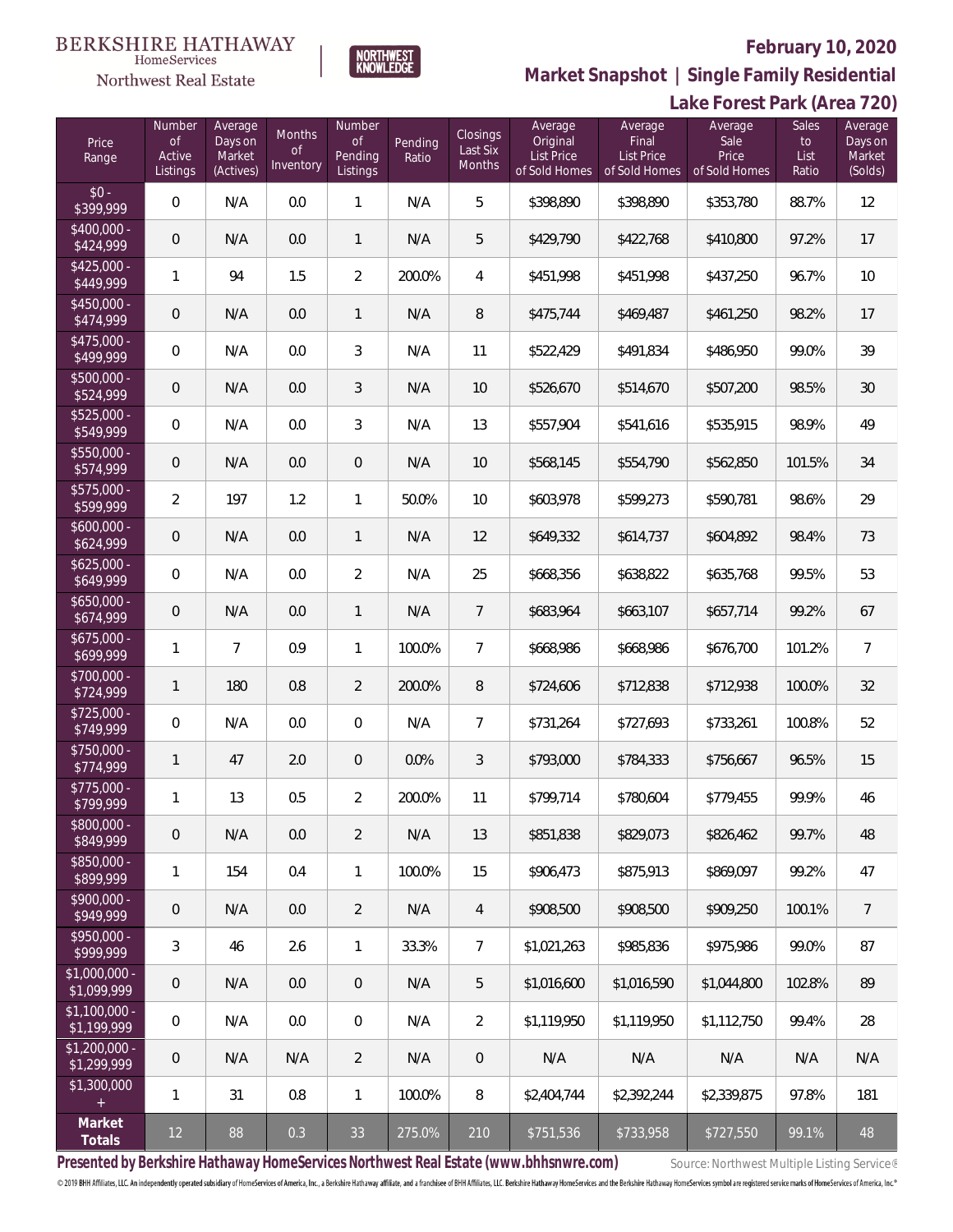BERKSHIRE HATHAWAY HomeServices

Northwest Real Estate

NORTHWEST KNOWLEDGE

**February 10, 2020**

**Market Snapshot | Single Family Residential**

**Lake Forest Park (Area 720)**

| Price Range | Number of Active Listings | Average Days on Market (Actives) | Months of Inventory | Number of Pending Listings | Pending Ratio | Closings Last Six Months | Average Original List Price of Sold Homes | Average Final List Price of Sold Homes | Average Sale Price of Sold Homes | Sales to List Ratio | Average Days on Market (Solds) |
|---|---|---|---|---|---|---|---|---|---|---|---|
| $0 - $399,999 | 0 | N/A | 0.0 | 1 | N/A | 5 | $398,890 | $398,890 | $353,780 | 88.7% | 12 |
| $400,000 - $424,999 | 0 | N/A | 0.0 | 1 | N/A | 5 | $429,790 | $422,768 | $410,800 | 97.2% | 17 |
| $425,000 - $449,999 | 1 | 94 | 1.5 | 2 | 200.0% | 4 | $451,998 | $451,998 | $437,250 | 96.7% | 10 |
| $450,000 - $474,999 | 0 | N/A | 0.0 | 1 | N/A | 8 | $475,744 | $469,487 | $461,250 | 98.2% | 17 |
| $475,000 - $499,999 | 0 | N/A | 0.0 | 3 | N/A | 11 | $522,429 | $491,834 | $486,950 | 99.0% | 39 |
| $500,000 - $524,999 | 0 | N/A | 0.0 | 3 | N/A | 10 | $526,670 | $514,670 | $507,200 | 98.5% | 30 |
| $525,000 - $549,999 | 0 | N/A | 0.0 | 3 | N/A | 13 | $557,904 | $541,616 | $535,915 | 98.9% | 49 |
| $550,000 - $574,999 | 0 | N/A | 0.0 | 0 | N/A | 10 | $568,145 | $554,790 | $562,850 | 101.5% | 34 |
| $575,000 - $599,999 | 2 | 197 | 1.2 | 1 | 50.0% | 10 | $603,978 | $599,273 | $590,781 | 98.6% | 29 |
| $600,000 - $624,999 | 0 | N/A | 0.0 | 1 | N/A | 12 | $649,332 | $614,737 | $604,892 | 98.4% | 73 |
| $625,000 - $649,999 | 0 | N/A | 0.0 | 2 | N/A | 25 | $668,356 | $638,822 | $635,768 | 99.5% | 53 |
| $650,000 - $674,999 | 0 | N/A | 0.0 | 1 | N/A | 7 | $683,964 | $663,107 | $657,714 | 99.2% | 67 |
| $675,000 - $699,999 | 1 | 7 | 0.9 | 1 | 100.0% | 7 | $668,986 | $668,986 | $676,700 | 101.2% | 7 |
| $700,000 - $724,999 | 1 | 180 | 0.8 | 2 | 200.0% | 8 | $724,606 | $712,838 | $712,938 | 100.0% | 32 |
| $725,000 - $749,999 | 0 | N/A | 0.0 | 0 | N/A | 7 | $731,264 | $727,693 | $733,261 | 100.8% | 52 |
| $750,000 - $774,999 | 1 | 47 | 2.0 | 0 | 0.0% | 3 | $793,000 | $784,333 | $756,667 | 96.5% | 15 |
| $775,000 - $799,999 | 1 | 13 | 0.5 | 2 | 200.0% | 11 | $799,714 | $780,604 | $779,455 | 99.9% | 46 |
| $800,000 - $849,999 | 0 | N/A | 0.0 | 2 | N/A | 13 | $851,838 | $829,073 | $826,462 | 99.7% | 48 |
| $850,000 - $899,999 | 1 | 154 | 0.4 | 1 | 100.0% | 15 | $906,473 | $875,913 | $869,097 | 99.2% | 47 |
| $900,000 - $949,999 | 0 | N/A | 0.0 | 2 | N/A | 4 | $908,500 | $908,500 | $909,250 | 100.1% | 7 |
| $950,000 - $999,999 | 3 | 46 | 2.6 | 1 | 33.3% | 7 | $1,021,263 | $985,836 | $975,986 | 99.0% | 87 |
| $1,000,000 - $1,099,999 | 0 | N/A | 0.0 | 0 | N/A | 5 | $1,016,600 | $1,016,590 | $1,044,800 | 102.8% | 89 |
| $1,100,000 - $1,199,999 | 0 | N/A | 0.0 | 0 | N/A | 2 | $1,119,950 | $1,119,950 | $1,112,750 | 99.4% | 28 |
| $1,200,000 - $1,299,999 | 0 | N/A | N/A | 2 | N/A | 0 | N/A | N/A | N/A | N/A | N/A |
| $1,300,000 + | 1 | 31 | 0.8 | 1 | 100.0% | 8 | $2,404,744 | $2,392,244 | $2,339,875 | 97.8% | 181 |
| **Market Totals** | 12 | 88 | 0.3 | 33 | 275.0% | 210 | $751,536 | $733,958 | $727,550 | 99.1% | 48 |

**Presented by Berkshire Hathaway HomeServices Northwest Real Estate (www.bhhsnwre.com)**

Source: Northwest Multiple Listing Service®

© 2019 BHH Affiliates, LLC. An independently operated subsidiary of HomeServices of America, Inc., a Berkshire Hathaway affiliate, and a franchisee of BHH Affiliates, LLC. Berkshire Hathaway HomeServices and the Berkshire Hathaway HomeServices symbol are registered service marks of HomeServices of America, Inc.®